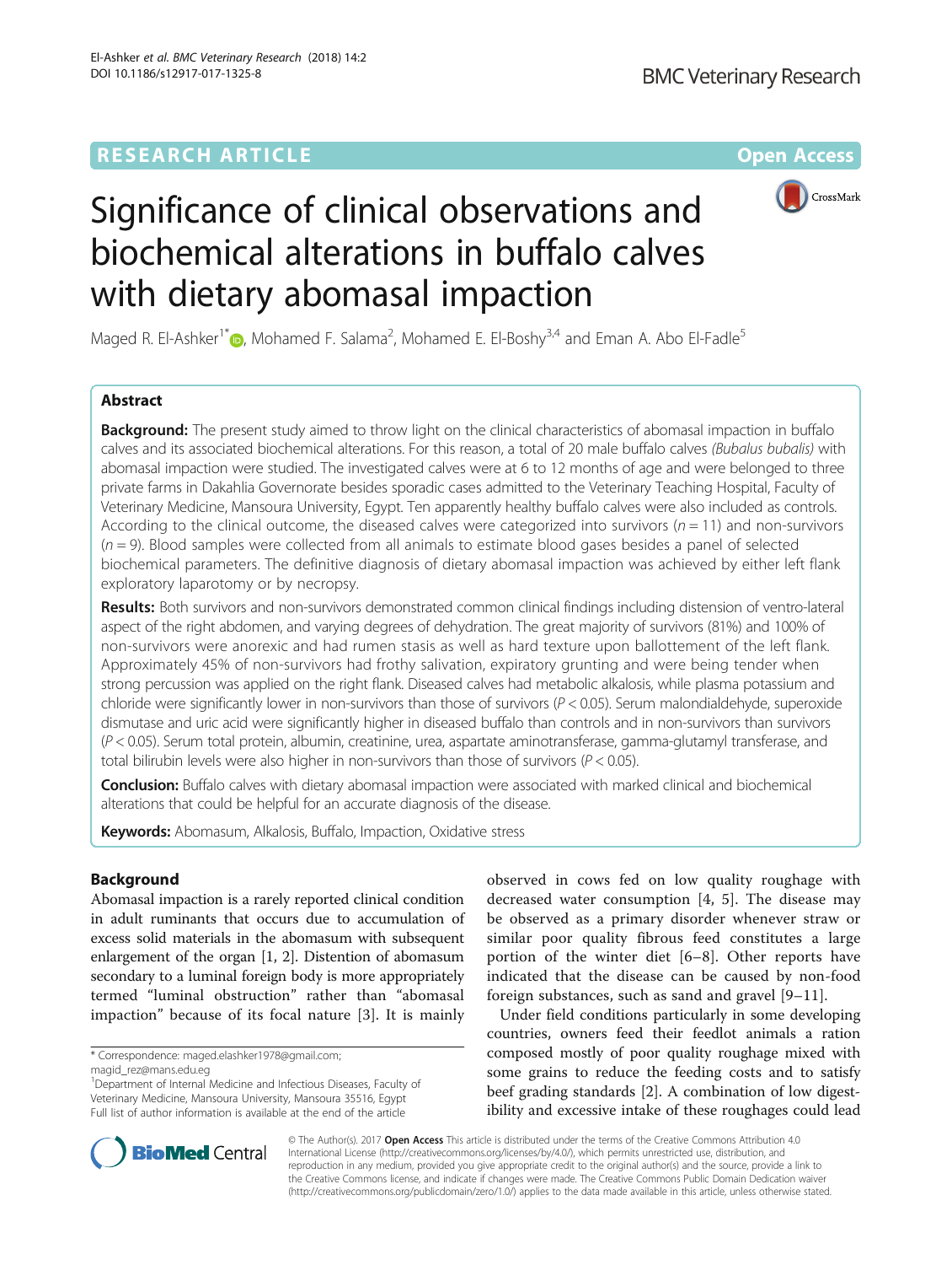RESEARCH ARTICLE

Open Access

# Significance of clinical observations and biochemical alterations in buffalo calves with dietary abomasal impaction

Maged R. El-Ashker[1*], Mohamed F. Salama[2], Mohamed E. El-Boshy[3,4] and Eman A. Abo El-Fadle[5]

## Abstract

**Background:** The present study aimed to throw light on the clinical characteristics of abomasal impaction in buffalo calves and its associated biochemical alterations. For this reason, a total of 20 male buffalo calves *(Bubalus bubalis)* with abomasal impaction were studied. The investigated calves were at 6 to 12 months of age and were belonged to three private farms in Dakahlia Governorate besides sporadic cases admitted to the Veterinary Teaching Hospital, Faculty of Veterinary Medicine, Mansoura University, Egypt. Ten apparently healthy buffalo calves were also included as controls. According to the clinical outcome, the diseased calves were categorized into survivors ($n = 11$) and non-survivors ($n = 9$). Blood samples were collected from all animals to estimate blood gases besides a panel of selected biochemical parameters. The definitive diagnosis of dietary abomasal impaction was achieved by either left flank exploratory laparotomy or by necropsy.

**Results:** Both survivors and non-survivors demonstrated common clinical findings including distension of ventro-lateral aspect of the right abdomen, and varying degrees of dehydration. The great majority of survivors (81%) and 100% of non-survivors were anorexic and had rumen stasis as well as hard texture upon ballottement of the left flank. Approximately 45% of non-survivors had frothy salivation, expiratory grunting and were being tender when strong percussion was applied on the right flank. Diseased calves had metabolic alkalosis, while plasma potassium and chloride were significantly lower in non-survivors than those of survivors ($P < 0.05$). Serum malondialdehyde, superoxide dismutase and uric acid were significantly higher in diseased buffalo than controls and in non-survivors than survivors ($P < 0.05$). Serum total protein, albumin, creatinine, urea, aspartate aminotransferase, gamma-glutamyl transferase, and total bilirubin levels were also higher in non-survivors than those of survivors ($P < 0.05$).

**Conclusion:** Buffalo calves with dietary abomasal impaction were associated with marked clinical and biochemical alterations that could be helpful for an accurate diagnosis of the disease.

**Keywords:** Abomasum, Alkalosis, Buffalo, Impaction, Oxidative stress

## Background

Abomasal impaction is a rarely reported clinical condition in adult ruminants that occurs due to accumulation of excess solid materials in the abomasum with subsequent enlargement of the organ [1, 2]. Distention of abomasum secondary to a luminal foreign body is more appropriately termed "luminal obstruction" rather than "abomasal impaction" because of its focal nature [3]. It is mainly observed in cows fed on low quality roughage with decreased water consumption [4, 5]. The disease may be observed as a primary disorder whenever straw or similar poor quality fibrous feed constitutes a large portion of the winter diet [6–8]. Other reports have indicated that the disease can be caused by non-food foreign substances, such as sand and gravel [9–11].

Under field conditions particularly in some developing countries, owners feed their feedlot animals a ration composed mostly of poor quality roughage mixed with some grains to reduce the feeding costs and to satisfy beef grading standards [2]. A combination of low digestibility and excessive intake of these roughages could lead

\* Correspondence: maged.elashker1978@gmail.com; magid_rez@mans.edu.eg

[1]Department of Internal Medicine and Infectious Diseases, Faculty of Veterinary Medicine, Mansoura University, Mansoura 35516, Egypt

Full list of author information is available at the end of the article

© The Author(s). 2017 **Open Access** This article is distributed under the terms of the Creative Commons Attribution 4.0 International License (http://creativecommons.org/licenses/by/4.0/), which permits unrestricted use, distribution, and reproduction in any medium, provided you give appropriate credit to the original author(s) and the source, provide a link to the Creative Commons license, and indicate if changes were made. The Creative Commons Public Domain Dedication waiver (http://creativecommons.org/publicdomain/zero/1.0/) applies to the data made available in this article, unless otherwise stated.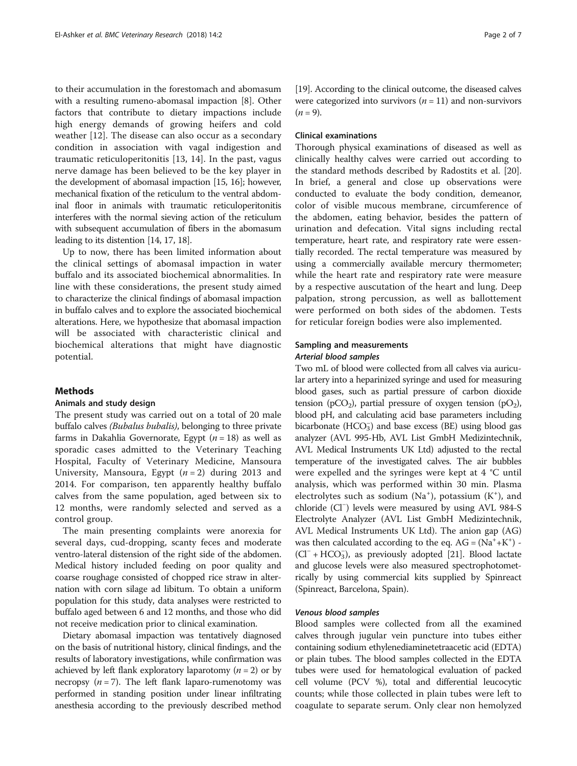to their accumulation in the forestomach and abomasum with a resulting rumeno-abomasal impaction [8]. Other factors that contribute to dietary impactions include high energy demands of growing heifers and cold weather [12]. The disease can also occur as a secondary condition in association with vagal indigestion and traumatic reticuloperitonitis [13, 14]. In the past, vagus nerve damage has been believed to be the key player in the development of abomasal impaction [15, 16]; however, mechanical fixation of the reticulum to the ventral abdominal floor in animals with traumatic reticuloperitonitis interferes with the normal sieving action of the reticulum with subsequent accumulation of fibers in the abomasum leading to its distention [14, 17, 18].

Up to now, there has been limited information about the clinical settings of abomasal impaction in water buffalo and its associated biochemical abnormalities. In line with these considerations, the present study aimed to characterize the clinical findings of abomasal impaction in buffalo calves and to explore the associated biochemical alterations. Here, we hypothesize that abomasal impaction will be associated with characteristic clinical and biochemical alterations that might have diagnostic potential.

## Methods

### Animals and study design

The present study was carried out on a total of 20 male buffalo calves *(Bubalus bubalis)*, belonging to three private farms in Dakahlia Governorate, Egypt ($n = 18$) as well as sporadic cases admitted to the Veterinary Teaching Hospital, Faculty of Veterinary Medicine, Mansoura University, Mansoura, Egypt ($n = 2$) during 2013 and 2014. For comparison, ten apparently healthy buffalo calves from the same population, aged between six to 12 months, were randomly selected and served as a control group.

The main presenting complaints were anorexia for several days, cud-dropping, scanty feces and moderate ventro-lateral distension of the right side of the abdomen. Medical history included feeding on poor quality and coarse roughage consisted of chopped rice straw in alternation with corn silage ad libitum. To obtain a uniform population for this study, data analyses were restricted to buffalo aged between 6 and 12 months, and those who did not receive medication prior to clinical examination.

Dietary abomasal impaction was tentatively diagnosed on the basis of nutritional history, clinical findings, and the results of laboratory investigations, while confirmation was achieved by left flank exploratory laparotomy ($n = 2$) or by necropsy ($n = 7$). The left flank laparo-rumenotomy was performed in standing position under linear infiltrating anesthesia according to the previously described method [19]. According to the clinical outcome, the diseased calves were categorized into survivors ($n = 11$) and non-survivors ($n = 9$).

### Clinical examinations

Thorough physical examinations of diseased as well as clinically healthy calves were carried out according to the standard methods described by Radostits et al. [20]. In brief, a general and close up observations were conducted to evaluate the body condition, demeanor, color of visible mucous membrane, circumference of the abdomen, eating behavior, besides the pattern of urination and defecation. Vital signs including rectal temperature, heart rate, and respiratory rate were essentially recorded. The rectal temperature was measured by using a commercially available mercury thermometer; while the heart rate and respiratory rate were measure by a respective auscutation of the heart and lung. Deep palpation, strong percussion, as well as ballottement were performed on both sides of the abdomen. Tests for reticular foreign bodies were also implemented.

### Sampling and measurements

#### *Arterial blood samples*

Two mL of blood were collected from all calves via auricular artery into a heparinized syringe and used for measuring blood gases, such as partial pressure of carbon dioxide tension ($pCO_2$), partial pressure of oxygen tension ($pO_2$), blood pH, and calculating acid base parameters including bicarbonate ($HCO_3^-$) and base excess (BE) using blood gas analyzer (AVL 995-Hb, AVL List GmbH Medizintechnik, AVL Medical Instruments UK Ltd) adjusted to the rectal temperature of the investigated calves. The air bubbles were expelled and the syringes were kept at 4 °C until analysis, which was performed within 30 min. Plasma electrolytes such as sodium ($Na^+$), potassium ($K^+$), and chloride ($Cl^-$) levels were measured by using AVL 984-S Electrolyte Analyzer (AVL List GmbH Medizintechnik, AVL Medical Instruments UK Ltd). The anion gap (AG) was then calculated according to the eq. $AG = (Na^+ + K^+) - (Cl^- + HCO_3^-)$, as previously adopted [21]. Blood lactate and glucose levels were also measured spectrophotometrically by using commercial kits supplied by Spinreact (Spinreact, Barcelona, Spain).

#### *Venous blood samples*

Blood samples were collected from all the examined calves through jugular vein puncture into tubes either containing sodium ethylenediaminetetraacetic acid (EDTA) or plain tubes. The blood samples collected in the EDTA tubes were used for hematological evaluation of packed cell volume (PCV %), total and differential leucocytic counts; while those collected in plain tubes were left to coagulate to separate serum. Only clear non hemolyzed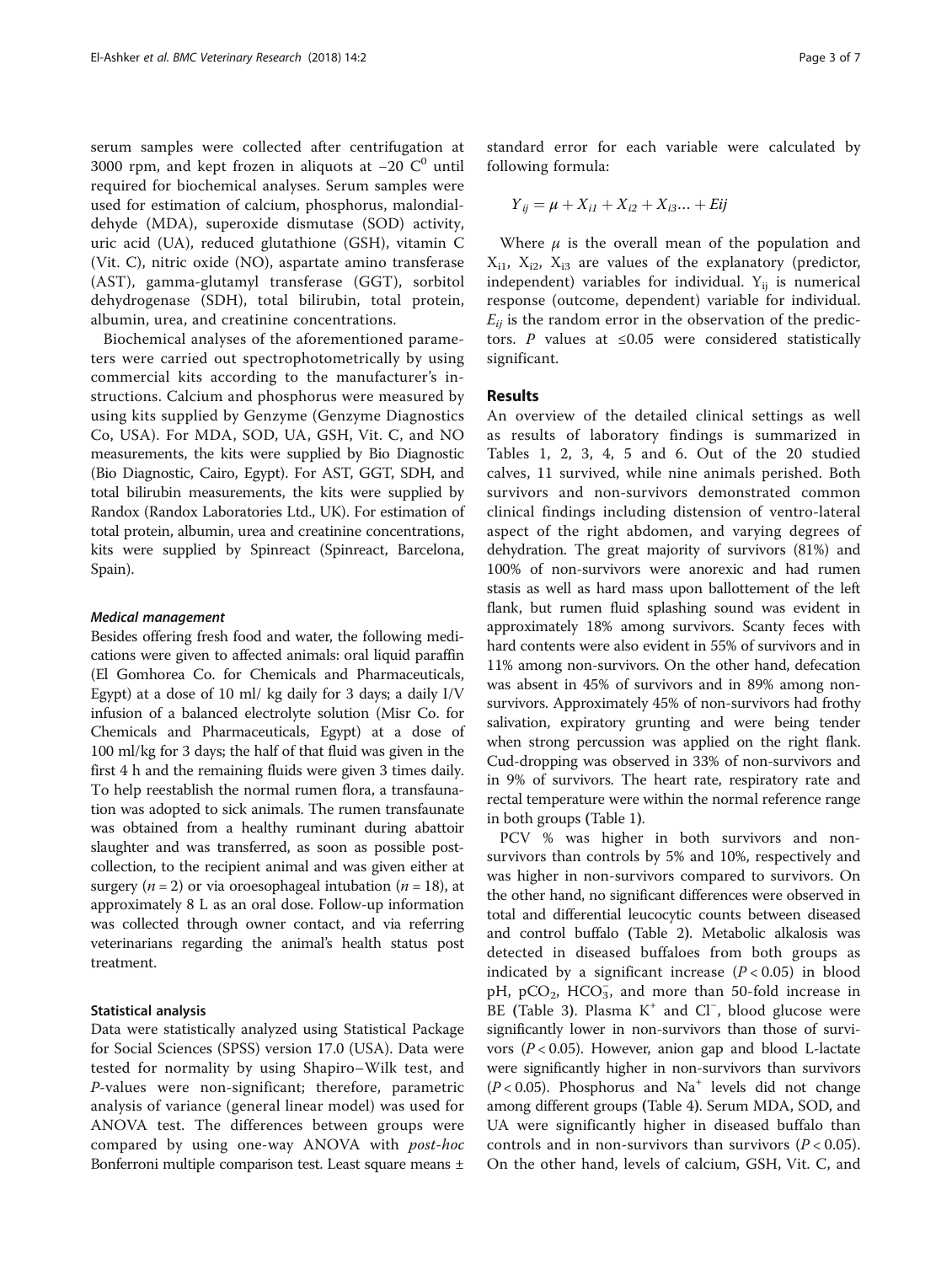serum samples were collected after centrifugation at 3000 rpm, and kept frozen in aliquots at −20 $C^0$ until required for biochemical analyses. Serum samples were used for estimation of calcium, phosphorus, malondialdehyde (MDA), superoxide dismutase (SOD) activity, uric acid (UA), reduced glutathione (GSH), vitamin C (Vit. C), nitric oxide (NO), aspartate amino transferase (AST), gamma-glutamyl transferase (GGT), sorbitol dehydrogenase (SDH), total bilirubin, total protein, albumin, urea, and creatinine concentrations.

Biochemical analyses of the aforementioned parameters were carried out spectrophotometrically by using commercial kits according to the manufacturer's instructions. Calcium and phosphorus were measured by using kits supplied by Genzyme (Genzyme Diagnostics Co, USA). For MDA, SOD, UA, GSH, Vit. C, and NO measurements, the kits were supplied by Bio Diagnostic (Bio Diagnostic, Cairo, Egypt). For AST, GGT, SDH, and total bilirubin measurements, the kits were supplied by Randox (Randox Laboratories Ltd., UK). For estimation of total protein, albumin, urea and creatinine concentrations, kits were supplied by Spinreact (Spinreact, Barcelona, Spain).

#### *Medical management*

Besides offering fresh food and water, the following medications were given to affected animals: oral liquid paraffin (El Gomhorea Co. for Chemicals and Pharmaceuticals, Egypt) at a dose of 10 ml/ kg daily for 3 days; a daily I/V infusion of a balanced electrolyte solution (Misr Co. for Chemicals and Pharmaceuticals, Egypt) at a dose of 100 ml/kg for 3 days; the half of that fluid was given in the first 4 h and the remaining fluids were given 3 times daily. To help reestablish the normal rumen flora, a transfaunation was adopted to sick animals. The rumen transfaunate was obtained from a healthy ruminant during abattoir slaughter and was transferred, as soon as possible post-collection, to the recipient animal and was given either at surgery ($n = 2$) or via oroesophageal intubation ($n = 18$), at approximately 8 L as an oral dose. Follow-up information was collected through owner contact, and via referring veterinarians regarding the animal's health status post treatment.

#### Statistical analysis

Data were statistically analyzed using Statistical Package for Social Sciences (SPSS) version 17.0 (USA). Data were tested for normality by using Shapiro–Wilk test, and *P*-values were non-significant; therefore, parametric analysis of variance (general linear model) was used for ANOVA test. The differences between groups were compared by using one-way ANOVA with *post-hoc* Bonferroni multiple comparison test. Least square means ± standard error for each variable were calculated by following formula:

$$Y_{ij} = \mu + X_{i1} + X_{i2} + X_{i3} \ldots + Eij$$

Where $\mu$ is the overall mean of the population and $X_{i1}$, $X_{i2}$, $X_{i3}$ are values of the explanatory (predictor, independent) variables for individual. $Y_{ij}$ is numerical response (outcome, dependent) variable for individual. $E_{ij}$ is the random error in the observation of the predictors. *P* values at ≤0.05 were considered statistically significant.

## Results

An overview of the detailed clinical settings as well as results of laboratory findings is summarized in Tables 1, 2, 3, 4, 5 and 6. Out of the 20 studied calves, 11 survived, while nine animals perished. Both survivors and non-survivors demonstrated common clinical findings including distension of ventro-lateral aspect of the right abdomen, and varying degrees of dehydration. The great majority of survivors (81%) and 100% of non-survivors were anorexic and had rumen stasis as well as hard mass upon ballottement of the left flank, but rumen fluid splashing sound was evident in approximately 18% among survivors. Scanty feces with hard contents were also evident in 55% of survivors and in 11% among non-survivors. On the other hand, defecation was absent in 45% of survivors and in 89% among non-survivors. Approximately 45% of non-survivors had frothy salivation, expiratory grunting and were being tender when strong percussion was applied on the right flank. Cud-dropping was observed in 33% of non-survivors and in 9% of survivors. The heart rate, respiratory rate and rectal temperature were within the normal reference range in both groups (Table 1).

PCV % was higher in both survivors and non-survivors than controls by 5% and 10%, respectively and was higher in non-survivors compared to survivors. On the other hand, no significant differences were observed in total and differential leucocytic counts between diseased and control buffalo (Table 2). Metabolic alkalosis was detected in diseased buffaloes from both groups as indicated by a significant increase ($P < 0.05$) in blood pH, $pCO_2$, $HCO_3^-$, and more than 50-fold increase in BE (Table 3). Plasma $K^+$ and $Cl^-$, blood glucose were significantly lower in non-survivors than those of survivors ($P < 0.05$). However, anion gap and blood L-lactate were significantly higher in non-survivors than survivors ($P < 0.05$). Phosphorus and $Na^+$ levels did not change among different groups (Table 4). Serum MDA, SOD, and UA were significantly higher in diseased buffalo than controls and in non-survivors than survivors ($P < 0.05$). On the other hand, levels of calcium, GSH, Vit. C, and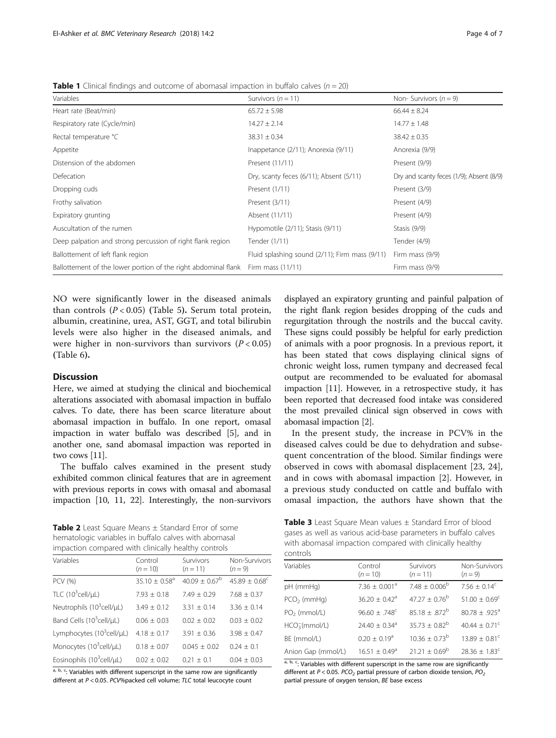**Table 1** Clinical findings and outcome of abomasal impaction in buffalo calves ($n = 20$)

| Variables | Survivors ($n = 11$) | Non- Survivors ($n = 9$) |
|---|---|---|
| Heart rate (Beat/min) | 65.72 ± 5.98 | 66.44 ± 8.24 |
| Respiratory rate (Cycle/min) | 14.27 ± 2.14 | 14.77 ± 1.48 |
| Rectal temperature °C | 38.31 ± 0.34 | 38.42 ± 0.35 |
| Appetite | Inappetance (2/11); Anorexia (9/11) | Anorexia (9/9) |
| Distension of the abdomen | Present (11/11) | Present (9/9) |
| Defecation | Dry, scanty feces (6/11); Absent (5/11) | Dry and scanty feces (1/9); Absent (8/9) |
| Dropping cuds | Present (1/11) | Present (3/9) |
| Frothy salivation | Present (3/11) | Present (4/9) |
| Expiratory grunting | Absent (11/11) | Present (4/9) |
| Auscultation of the rumen | Hypomotile (2/11); Stasis (9/11) | Stasis (9/9) |
| Deep palpation and strong percussion of right flank region | Tender (1/11) | Tender (4/9) |
| Ballottement of left flank region | Fluid splashing sound (2/11); Firm mass (9/11) | Firm mass (9/9) |
| Ballottement of the lower portion of the right abdominal flank | Firm mass (11/11) | Firm mass (9/9) |

NO were significantly lower in the diseased animals than controls ($P < 0.05$) (Table 5). Serum total protein, albumin, creatinine, urea, AST, GGT, and total bilirubin levels were also higher in the diseased animals, and were higher in non-survivors than survivors ($P < 0.05$) (Table 6).

## Discussion

Here, we aimed at studying the clinical and biochemical alterations associated with abomasal impaction in buffalo calves. To date, there has been scarce literature about abomasal impaction in buffalo. In one report, omasal impaction in water buffalo was described [5], and in another one, sand abomasal impaction was reported in two cows [11].

The buffalo calves examined in the present study exhibited common clinical features that are in agreement with previous reports in cows with omasal and abomasal impaction [10, 11, 22]. Interestingly, the non-survivors displayed an expiratory grunting and painful palpation of the right flank region besides dropping of the cuds and regurgitation through the nostrils and the buccal cavity. These signs could possibly be helpful for early prediction of animals with a poor prognosis. In a previous report, it has been stated that cows displaying clinical signs of chronic weight loss, rumen tympany and decreased fecal output are recommended to be evaluated for abomasal impaction [11]. However, in a retrospective study, it has been reported that decreased food intake was considered the most prevailed clinical sign observed in cows with abomasal impaction [2].

In the present study, the increase in PCV% in the diseased calves could be due to dehydration and subsequent concentration of the blood. Similar findings were observed in cows with abomasal displacement [23, 24], and in cows with abomasal impaction [2]. However, in a previous study conducted on cattle and buffalo with omasal impaction, the authors have shown that the

**Table 2** Least Square Means ± Standard Error of some hematologic variables in buffalo calves with abomasal impaction compared with clinically healthy controls

| Variables | Control ($n = 10$) | Survivors ($n = 11$) | Non-Survivors ($n = 9$) |
|---|---|---|---|
| PCV (%) | 35.10 ± 0.58[a] | 40.09 ± 0.67[b] | 45.89 ± 0.68[c] |
| TLC ($10^3$cell/μL) | 7.93 ± 0.18 | 7.49 ± 0.29 | 7.68 ± 0.37 |
| Neutrophils ($10^3$cell/μL) | 3.49 ± 0.12 | 3.31 ± 0.14 | 3.36 ± 0.14 |
| Band Cells ($10^3$cell/μL) | 0.06 ± 0.03 | 0.02 ± 0.02 | 0.03 ± 0.02 |
| Lymphocytes ($10^3$cell/μL) | 4.18 ± 0.17 | 3.91 ± 0.36 | 3.98 ± 0.47 |
| Monocytes ($10^3$cell/μL) | 0.18 ± 0.07 | 0.045 ± 0.02 | 0.24 ± 0.1 |
| Eosinophils ($10^3$cell/μL) | 0.02 ± 0.02 | 0.21 ± 0.1 | 0.04 ± 0.03 |

[a, b, c]: Variables with different superscript in the same row are significantly different at $P < 0.05$. PCV%packed cell volume; TLC total leucocyte count

**Table 3** Least Square Mean values ± Standard Error of blood gases as well as various acid-base parameters in buffalo calves with abomasal impaction compared with clinically healthy controls

| Variables | Control ($n = 10$) | Survivors ($n = 11$) | Non-Survivors ($n = 9$) |
|---|---|---|---|
| pH (mmHg) | 7.36 ± 0.001[a] | 7.48 ± 0.006[b] | 7.56 ± 0.14[c] |
| $PCO_2$ (mmHg) | 36.20 ± 0.42[a] | 47.27 ± 0.76[b] | 51.00 ± 0.69[c] |
| $PO_2$ (mmol/L) | 96.60 ± .748[c] | 85.18 ± .872[b] | 80.78 ± .925[a] |
| $HCO_3^-$(mmol/L) | 24.40 ± 0.34[a] | 35.73 ± 0.82[b] | 40.44 ± 0.71[c] |
| BE (mmol/L) | 0.20 ± 0.19[a] | 10.36 ± 0.73[b] | 13.89 ± 0.81[c] |
| Anion Gap (mmol/L) | 16.51 ± 0.49[a] | 21.21 ± 0.69[b] | 28.36 ± 1.83[c] |

[a, b, c]: Variables with different superscript in the same row are significantly different at $P < 0.05$. $PCO_2$ partial pressure of carbon dioxide tension, $PO_2$ partial pressure of oxygen tension, BE base excess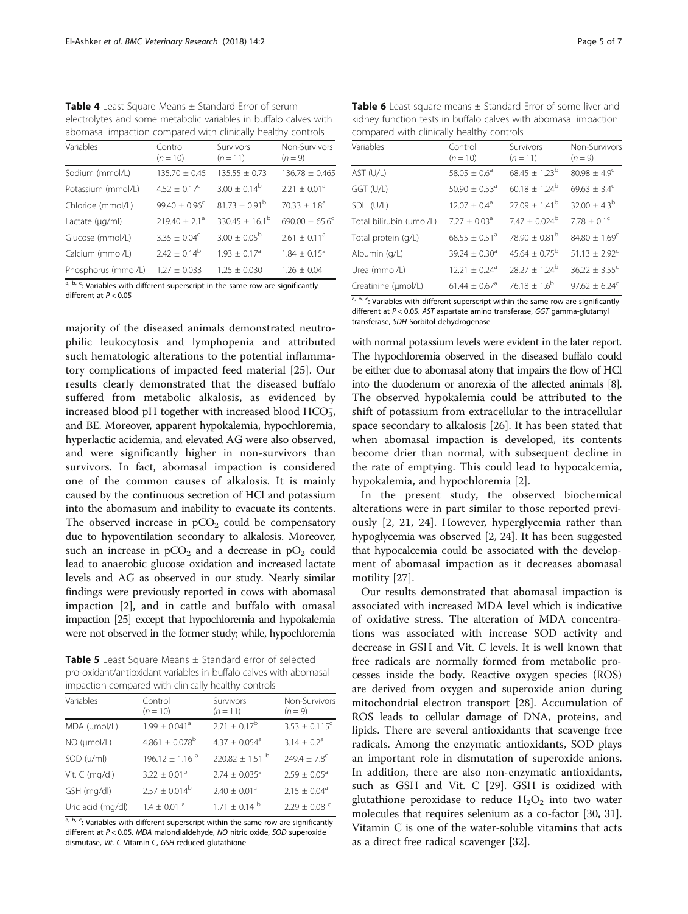**Table 4** Least Square Means ± Standard Error of serum electrolytes and some metabolic variables in buffalo calves with abomasal impaction compared with clinically healthy controls

| Variables | Control ($n = 10$) | Survivors ($n = 11$) | Non-Survivors ($n = 9$) |
|---|---|---|---|
| Sodium (mmol/L) | 135.70 ± 0.45 | 135.55 ± 0.73 | 136.78 ± 0.465 |
| Potassium (mmol/L) | 4.52 ± 0.17[c] | 3.00 ± 0.14[b] | 2.21 ± 0.01[a] |
| Chloride (mmol/L) | 99.40 ± 0.96[c] | 81.73 ± 0.91[b] | 70.33 ± 1.8[a] |
| Lactate (μg/ml) | 219.40 ± 2.1[a] | 330.45 ± 16.1[b] | 690.00 ± 65.6[c] |
| Glucose (mmol/L) | 3.35 ± 0.04[c] | 3.00 ± 0.05[b] | 2.61 ± 0.11[a] |
| Calcium (mmol/L) | 2.42 ± 0.14[b] | 1.93 ± 0.17[a] | 1.84 ± 0.15[a] |
| Phosphorus (mmol/L) | 1.27 ± 0.033 | 1.25 ± 0.030 | 1.26 ± 0.04 |

[a, b, c]: Variables with different superscript in the same row are significantly different at $P < 0.05$

majority of the diseased animals demonstrated neutrophilic leukocytosis and lymphopenia and attributed such hematologic alterations to the potential inflammatory complications of impacted feed material [25]. Our results clearly demonstrated that the diseased buffalo suffered from metabolic alkalosis, as evidenced by increased blood pH together with increased blood $HCO_3^-$, and BE. Moreover, apparent hypokalemia, hypochloremia, hyperlactic acidemia, and elevated AG were also observed, and were significantly higher in non-survivors than survivors. In fact, abomasal impaction is considered one of the common causes of alkalosis. It is mainly caused by the continuous secretion of HCl and potassium into the abomasum and inability to evacuate its contents. The observed increase in $pCO_2$ could be compensatory due to hypoventilation secondary to alkalosis. Moreover, such an increase in $pCO_2$ and a decrease in $pO_2$ could lead to anaerobic glucose oxidation and increased lactate levels and AG as observed in our study. Nearly similar findings were previously reported in cows with abomasal impaction [2], and in cattle and buffalo with omasal impaction [25] except that hypochloremia and hypokalemia were not observed in the former study; while, hypochloremia with normal potassium levels were evident in the later report. The hypochloremia observed in the diseased buffalo could be either due to abomasal atony that impairs the flow of HCl into the duodenum or anorexia of the affected animals [8]. The observed hypokalemia could be attributed to the shift of potassium from extracellular to the intracellular space secondary to alkalosis [26]. It has been stated that when abomasal impaction is developed, its contents become drier than normal, with subsequent decline in the rate of emptying. This could lead to hypocalcemia, hypokalemia, and hypochloremia [2].

**Table 5** Least Square Means ± Standard error of selected pro-oxidant/antioxidant variables in buffalo calves with abomasal impaction compared with clinically healthy controls

| Variables | Control ($n = 10$) | Survivors ($n = 11$) | Non-Survivors ($n = 9$) |
|---|---|---|---|
| MDA (μmol/L) | 1.99 ± 0.041[a] | 2.71 ± 0.17[b] | 3.53 ± 0.115[c] |
| NO (μmol/L) | 4.861 ± 0.078[b] | 4.37 ± 0.054[a] | 3.14 ± 0.2[a] |
| SOD (u/ml) | 196.12 ± 1.16[a] | 220.82 ± 1.51[b] | 249.4 ± 7.8[c] |
| Vit. C (mg/dl) | 3.22 ± 0.01[b] | 2.74 ± 0.035[a] | 2.59 ± 0.05[a] |
| GSH (mg/dl) | 2.57 ± 0.014[b] | 2.40 ± 0.01[a] | 2.15 ± 0.04[a] |
| Uric acid (mg/dl) | 1.4 ± 0.01[a] | 1.71 ± 0.14[b] | 2.29 ± 0.08[c] |

[a, b, c]: Variables with different superscript within the same row are significantly different at $P < 0.05$. MDA malondialdehyde, NO nitric oxide, SOD superoxide dismutase, Vit. C Vitamin C, GSH reduced glutathione

**Table 6** Least square means ± Standard Error of some liver and kidney function tests in buffalo calves with abomasal impaction compared with clinically healthy controls

| Variables | Control ($n = 10$) | Survivors ($n = 11$) | Non-Survivors ($n = 9$) |
|---|---|---|---|
| AST (U/L) | 58.05 ± 0.6[a] | 68.45 ± 1.23[b] | 80.98 ± 4.9[c] |
| GGT (U/L) | 50.90 ± 0.53[a] | 60.18 ± 1.24[b] | 69.63 ± 3.4[c] |
| SDH (U/L) | 12.07 ± 0.4[a] | 27.09 ± 1.41[b] | 32.00 ± 4.3[b] |
| Total bilirubin (μmol/L) | 7.27 ± 0.03[a] | 7.47 ± 0.024[b] | 7.78 ± 0.1[c] |
| Total protein (g/L) | 68.55 ± 0.51[a] | 78.90 ± 0.81[b] | 84.80 ± 1.69[c] |
| Albumin (g/L) | 39.24 ± 0.30[a] | 45.64 ± 0.75[b] | 51.13 ± 2.92[c] |
| Urea (mmol/L) | 12.21 ± 0.24[a] | 28.27 ± 1.24[b] | 36.22 ± 3.55[c] |
| Creatinine (μmol/L) | 61.44 ± 0.67[a] | 76.18 ± 1.6[b] | 97.62 ± 6.24[c] |

[a, b, c]: Variables with different superscript within the same row are significantly different at $P < 0.05$. AST aspartate amino transferase, GGT gamma-glutamyl transferase, SDH Sorbitol dehydrogenase

In the present study, the observed biochemical alterations were in part similar to those reported previously [2, 21, 24]. However, hyperglycemia rather than hypoglycemia was observed [2, 24]. It has been suggested that hypocalcemia could be associated with the development of abomasal impaction as it decreases abomasal motility [27].

Our results demonstrated that abomasal impaction is associated with increased MDA level which is indicative of oxidative stress. The alteration of MDA concentrations was associated with increase SOD activity and decrease in GSH and Vit. C levels. It is well known that free radicals are normally formed from metabolic processes inside the body. Reactive oxygen species (ROS) are derived from oxygen and superoxide anion during mitochondrial electron transport [28]. Accumulation of ROS leads to cellular damage of DNA, proteins, and lipids. There are several antioxidants that scavenge free radicals. Among the enzymatic antioxidants, SOD plays an important role in dismutation of superoxide anions. In addition, there are also non-enzymatic antioxidants, such as GSH and Vit. C [29]. GSH is oxidized with glutathione peroxidase to reduce $H_2O_2$ into two water molecules that requires selenium as a co-factor [30, 31]. Vitamin C is one of the water-soluble vitamins that acts as a direct free radical scavenger [32].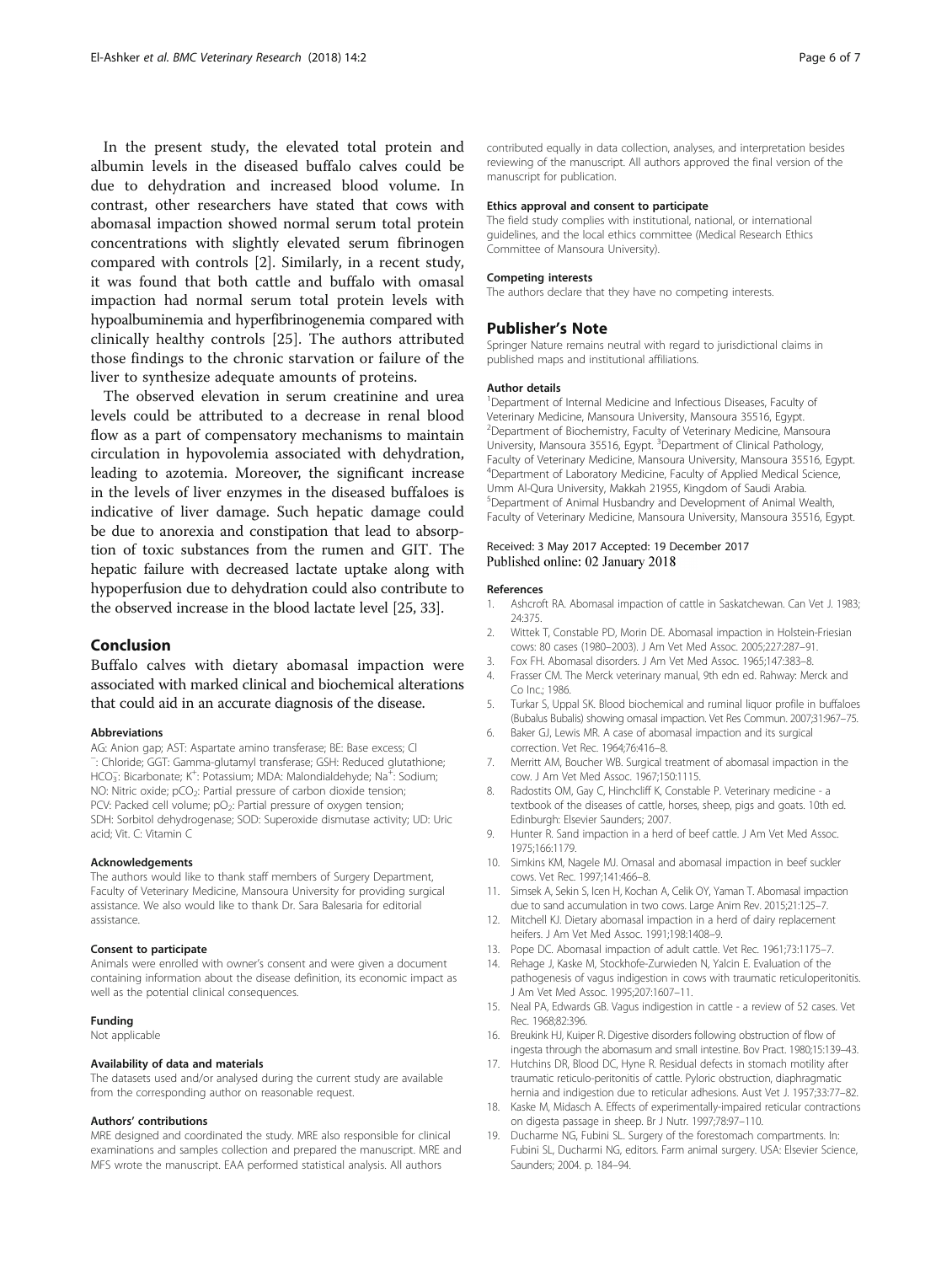In the present study, the elevated total protein and albumin levels in the diseased buffalo calves could be due to dehydration and increased blood volume. In contrast, other researchers have stated that cows with abomasal impaction showed normal serum total protein concentrations with slightly elevated serum fibrinogen compared with controls [2]. Similarly, in a recent study, it was found that both cattle and buffalo with omasal impaction had normal serum total protein levels with hypoalbuminemia and hyperfibrinogenemia compared with clinically healthy controls [25]. The authors attributed those findings to the chronic starvation or failure of the liver to synthesize adequate amounts of proteins.

The observed elevation in serum creatinine and urea levels could be attributed to a decrease in renal blood flow as a part of compensatory mechanisms to maintain circulation in hypovolemia associated with dehydration, leading to azotemia. Moreover, the significant increase in the levels of liver enzymes in the diseased buffaloes is indicative of liver damage. Such hepatic damage could be due to anorexia and constipation that lead to absorption of toxic substances from the rumen and GIT. The hepatic failure with decreased lactate uptake along with hypoperfusion due to dehydration could also contribute to the observed increase in the blood lactate level [25, 33].

## Conclusion

Buffalo calves with dietary abomasal impaction were associated with marked clinical and biochemical alterations that could aid in an accurate diagnosis of the disease.

#### Abbreviations

AG: Anion gap; AST: Aspartate amino transferase; BE: Base excess; $Cl^-$: Chloride; GGT: Gamma-glutamyl transferase; GSH: Reduced glutathione; $HCO_3^-$: Bicarbonate; $K^+$: Potassium; MDA: Malondialdehyde; $Na^+$: Sodium; NO: Nitric oxide; $pCO_2$: Partial pressure of carbon dioxide tension; PCV: Packed cell volume; $pO_2$: Partial pressure of oxygen tension; SDH: Sorbitol dehydrogenase; SOD: Superoxide dismutase activity; UD: Uric acid; Vit. C: Vitamin C

#### Acknowledgements

The authors would like to thank staff members of Surgery Department, Faculty of Veterinary Medicine, Mansoura University for providing surgical assistance. We also would like to thank Dr. Sara Balesaria for editorial assistance.

#### Consent to participate

Animals were enrolled with owner's consent and were given a document containing information about the disease definition, its economic impact as well as the potential clinical consequences.

#### Funding

Not applicable

#### Availability of data and materials

The datasets used and/or analysed during the current study are available from the corresponding author on reasonable request.

#### Authors' contributions

MRE designed and coordinated the study. MRE also responsible for clinical examinations and samples collection and prepared the manuscript. MRE and MFS wrote the manuscript. EAA performed statistical analysis. All authors contributed equally in data collection, analyses, and interpretation besides reviewing of the manuscript. All authors approved the final version of the manuscript for publication.

#### Ethics approval and consent to participate

The field study complies with institutional, national, or international guidelines, and the local ethics committee (Medical Research Ethics Committee of Mansoura University).

#### Competing interests

The authors declare that they have no competing interests.

## Publisher's Note

Springer Nature remains neutral with regard to jurisdictional claims in published maps and institutional affiliations.

#### Author details

[1]Department of Internal Medicine and Infectious Diseases, Faculty of Veterinary Medicine, Mansoura University, Mansoura 35516, Egypt. [2]Department of Biochemistry, Faculty of Veterinary Medicine, Mansoura University, Mansoura 35516, Egypt. [3]Department of Clinical Pathology, Faculty of Veterinary Medicine, Mansoura University, Mansoura 35516, Egypt. [4]Department of Laboratory Medicine, Faculty of Applied Medical Science, Umm Al-Qura University, Makkah 21955, Kingdom of Saudi Arabia. [5]Department of Animal Husbandry and Development of Animal Wealth, Faculty of Veterinary Medicine, Mansoura University, Mansoura 35516, Egypt.

Received: 3 May 2017 Accepted: 19 December 2017
Published online: 02 January 2018

#### References

1. Ashcroft RA. Abomasal impaction of cattle in Saskatchewan. Can Vet J. 1983; 24:375.
2. Wittek T, Constable PD, Morin DE. Abomasal impaction in Holstein-Friesian cows: 80 cases (1980–2003). J Am Vet Med Assoc. 2005;227:287–91.
3. Fox FH. Abomasal disorders. J Am Vet Med Assoc. 1965;147:383–8.
4. Frasser CM. The Merck veterinary manual, 9th edn ed. Rahway: Merck and Co Inc.; 1986.
5. Turkar S, Uppal SK. Blood biochemical and ruminal liquor profile in buffaloes (Bubalus Bubalis) showing omasal impaction. Vet Res Commun. 2007;31:967–75.
6. Baker GJ, Lewis MR. A case of abomasal impaction and its surgical correction. Vet Rec. 1964;76:416–8.
7. Merritt AM, Boucher WB. Surgical treatment of abomasal impaction in the cow. J Am Vet Med Assoc. 1967;150:1115.
8. Radostits OM, Gay C, Hinchcliff K, Constable P. Veterinary medicine - a textbook of the diseases of cattle, horses, sheep, pigs and goats. 10th ed. Edinburgh: Elsevier Saunders; 2007.
9. Hunter R. Sand impaction in a herd of beef cattle. J Am Vet Med Assoc. 1975;166:1179.
10. Simkins KM, Nagele MJ. Omasal and abomasal impaction in beef suckler cows. Vet Rec. 1997;141:466–8.
11. Simsek A, Sekin S, Icen H, Kochan A, Celik OY, Yaman T. Abomasal impaction due to sand accumulation in two cows. Large Anim Rev. 2015;21:125–7.
12. Mitchell KJ. Dietary abomasal impaction in a herd of dairy replacement heifers. J Am Vet Med Assoc. 1991;198:1408–9.
13. Pope DC. Abomasal impaction of adult cattle. Vet Rec. 1961;73:1175–7.
14. Rehage J, Kaske M, Stockhofe-Zurwieden N, Yalcin E. Evaluation of the pathogenesis of vagus indigestion in cows with traumatic reticuloperitonitis. J Am Vet Med Assoc. 1995;207:1607–11.
15. Neal PA, Edwards GB. Vagus indigestion in cattle - a review of 52 cases. Vet Rec. 1968;82:396.
16. Breukink HJ, Kuiper R. Digestive disorders following obstruction of flow of ingesta through the abomasum and small intestine. Bov Pract. 1980;15:139–43.
17. Hutchins DR, Blood DC, Hyne R. Residual defects in stomach motility after traumatic reticulo-peritonitis of cattle. Pyloric obstruction, diaphragmatic hernia and indigestion due to reticular adhesions. Aust Vet J. 1957;33:77–82.
18. Kaske M, Midasch A. Effects of experimentally-impaired reticular contractions on digesta passage in sheep. Br J Nutr. 1997;78:97–110.
19. Ducharme NG, Fubini SL. Surgery of the forestomach compartments. In: Fubini SL, Ducharmi NG, editors. Farm animal surgery. USA: Elsevier Science, Saunders; 2004. p. 184–94.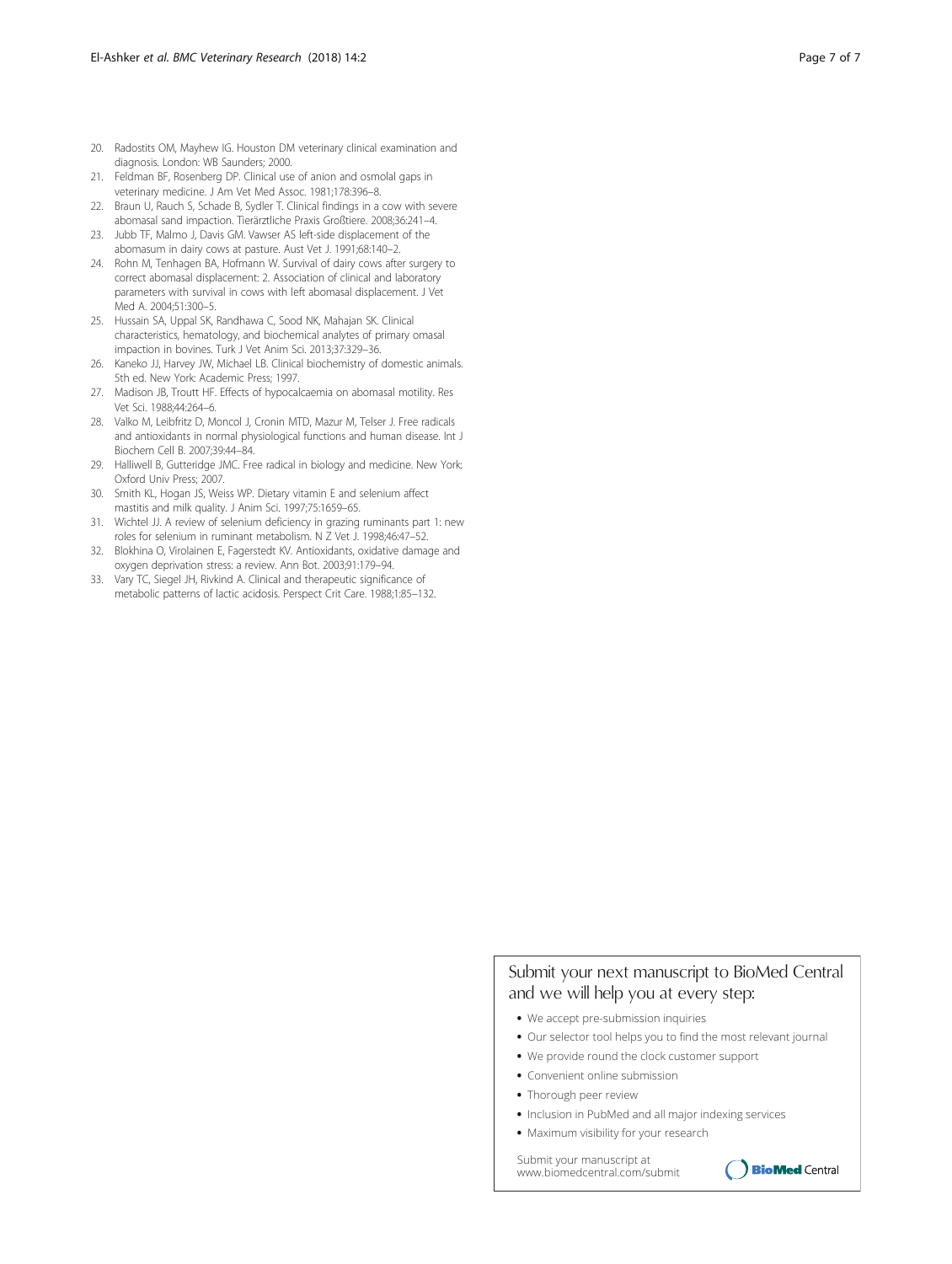20. Radostits OM, Mayhew IG. Houston DM veterinary clinical examination and diagnosis. London: WB Saunders; 2000.
21. Feldman BF, Rosenberg DP. Clinical use of anion and osmolal gaps in veterinary medicine. J Am Vet Med Assoc. 1981;178:396–8.
22. Braun U, Rauch S, Schade B, Sydler T. Clinical findings in a cow with severe abomasal sand impaction. Tierärztliche Praxis Großtiere. 2008;36:241–4.
23. Jubb TF, Malmo J, Davis GM. Vawser AS left-side displacement of the abomasum in dairy cows at pasture. Aust Vet J. 1991;68:140–2.
24. Rohn M, Tenhagen BA, Hofmann W. Survival of dairy cows after surgery to correct abomasal displacement: 2. Association of clinical and laboratory parameters with survival in cows with left abomasal displacement. J Vet Med A. 2004;51:300–5.
25. Hussain SA, Uppal SK, Randhawa C, Sood NK, Mahajan SK. Clinical characteristics, hematology, and biochemical analytes of primary omasal impaction in bovines. Turk J Vet Anim Sci. 2013;37:329–36.
26. Kaneko JJ, Harvey JW, Michael LB. Clinical biochemistry of domestic animals. 5th ed. New York: Academic Press; 1997.
27. Madison JB, Troutt HF. Effects of hypocalcaemia on abomasal motility. Res Vet Sci. 1988;44:264–6.
28. Valko M, Leibfritz D, Moncol J, Cronin MTD, Mazur M, Telser J. Free radicals and antioxidants in normal physiological functions and human disease. Int J Biochem Cell B. 2007;39:44–84.
29. Halliwell B, Gutteridge JMC. Free radical in biology and medicine. New York: Oxford Univ Press; 2007.
30. Smith KL, Hogan JS, Weiss WP. Dietary vitamin E and selenium affect mastitis and milk quality. J Anim Sci. 1997;75:1659–65.
31. Wichtel JJ. A review of selenium deficiency in grazing ruminants part 1: new roles for selenium in ruminant metabolism. N Z Vet J. 1998;46:47–52.
32. Blokhina O, Virolainen E, Fagerstedt KV. Antioxidants, oxidative damage and oxygen deprivation stress: a review. Ann Bot. 2003;91:179–94.
33. Vary TC, Siegel JH, Rivkind A. Clinical and therapeutic significance of metabolic patterns of lactic acidosis. Perspect Crit Care. 1988;1:85–132.

Submit your next manuscript to BioMed Central and we will help you at every step:

- We accept pre-submission inquiries
- Our selector tool helps you to find the most relevant journal
- We provide round the clock customer support
- Convenient online submission
- Thorough peer review
- Inclusion in PubMed and all major indexing services
- Maximum visibility for your research

Submit your manuscript at www.biomedcentral.com/submit

BioMed Central